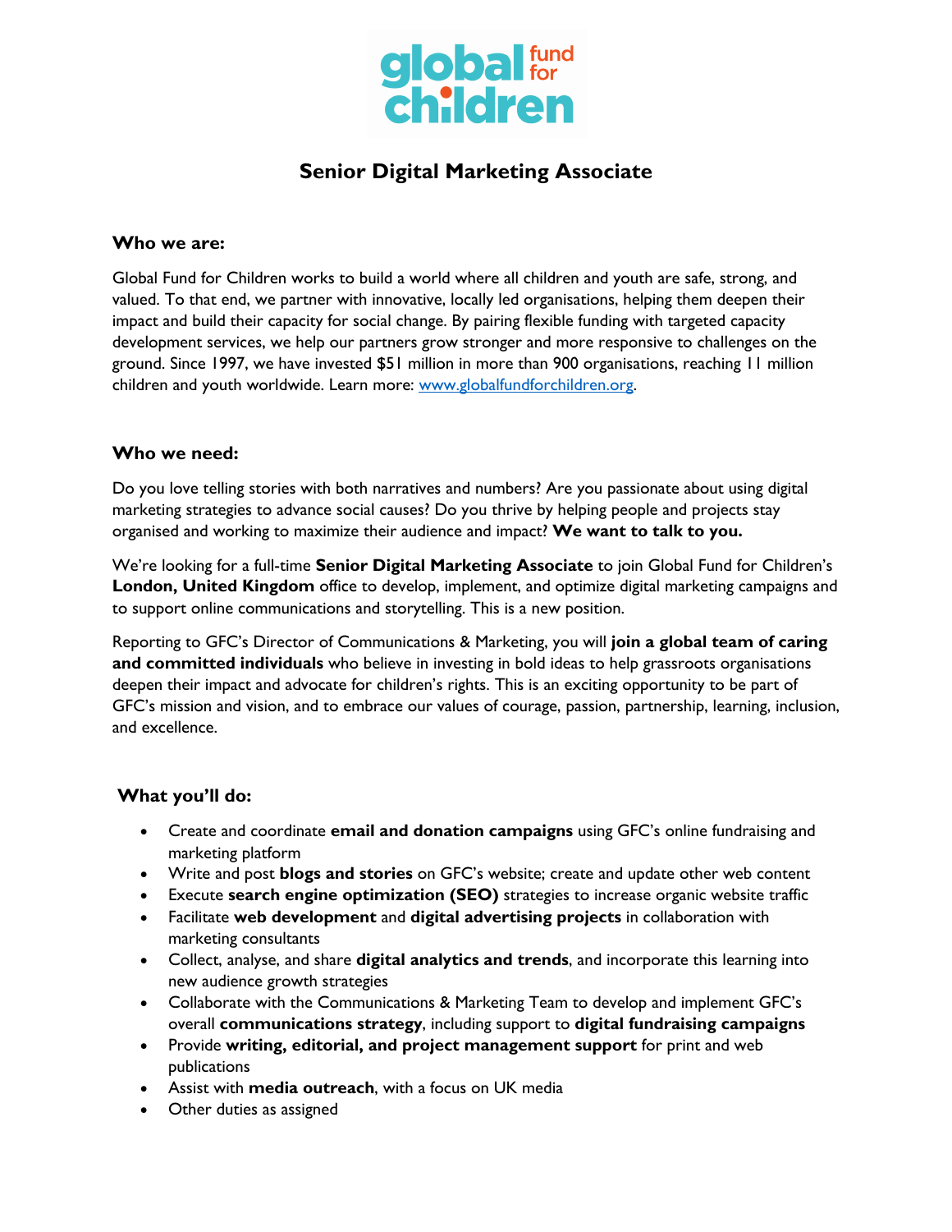# Senior Digital Marketing Associate

## Who we are:

Global Fund for Children works to build a world where all children and youth are safe, strong, and valued. To that end, we partner with innovative, locally led organisations, helping them deepen their impact and build their capacity for social change. By pairing flexible funding with targeted capacity development services, we help our partners grow stronger and more responsive to challenges on the ground. Since 1997, we have invested $51 million in more than 900 organisations, reaching 11 million children and youth worldwide. Learn more: www.globalfundforchildren.org.

## Who we need:

Do you love telling stories with both narratives and numbers? Are you passionate about using digital marketing strategies to advance social causes? Do you thrive by helping people and projects stay organised and working to maximize their audience and impact? **We want to talk to you.**

We're looking for a full-time **Senior Digital Marketing Associate** to join Global Fund for Children's **London, United Kingdom** office to develop, implement, and optimize digital marketing campaigns and to support online communications and storytelling. This is a new position.

Reporting to GFC's Director of Communications & Marketing, you will **join a global team of caring and committed individuals** who believe in investing in bold ideas to help grassroots organisations deepen their impact and advocate for children's rights. This is an exciting opportunity to be part of GFC's mission and vision, and to embrace our values of courage, passion, partnership, learning, inclusion, and excellence.

## What you'll do:

- Create and coordinate **email and donation campaigns** using GFC's online fundraising and marketing platform
- Write and post **blogs and stories** on GFC's website; create and update other web content
- Execute **search engine optimization (SEO)** strategies to increase organic website traffic
- Facilitate **web development** and **digital advertising projects** in collaboration with marketing consultants
- Collect, analyse, and share **digital analytics and trends**, and incorporate this learning into new audience growth strategies
- Collaborate with the Communications & Marketing Team to develop and implement GFC's overall **communications strategy**, including support to **digital fundraising campaigns**
- Provide **writing, editorial, and project management support** for print and web publications
- Assist with **media outreach**, with a focus on UK media
- Other duties as assigned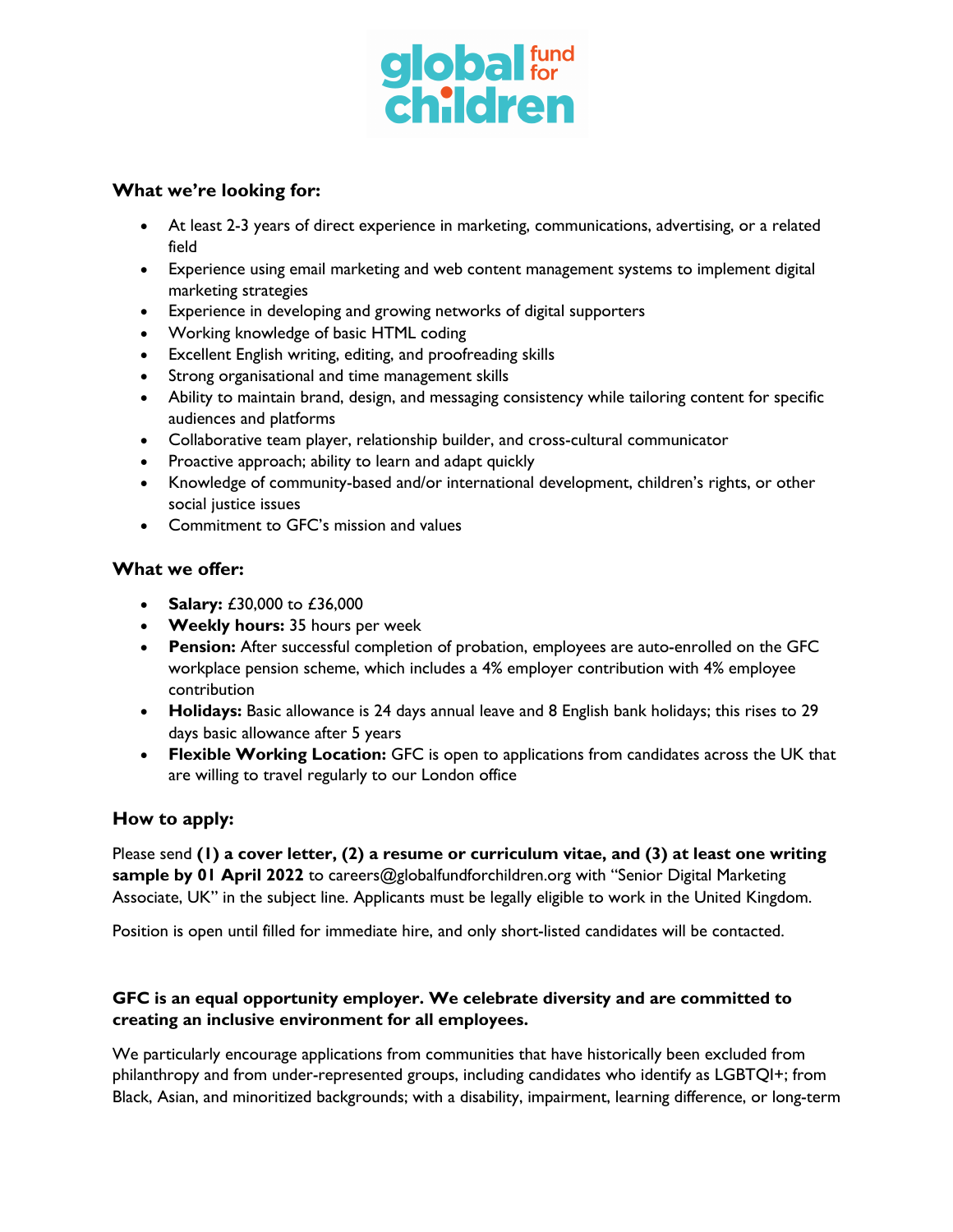**What we're looking for:**

- At least 2-3 years of direct experience in marketing, communications, advertising, or a related field
- Experience using email marketing and web content management systems to implement digital marketing strategies
- Experience in developing and growing networks of digital supporters
- Working knowledge of basic HTML coding
- Excellent English writing, editing, and proofreading skills
- Strong organisational and time management skills
- Ability to maintain brand, design, and messaging consistency while tailoring content for specific audiences and platforms
- Collaborative team player, relationship builder, and cross-cultural communicator
- Proactive approach; ability to learn and adapt quickly
- Knowledge of community-based and/or international development, children's rights, or other social justice issues
- Commitment to GFC's mission and values

**What we offer:**

- **Salary:** £30,000 to £36,000
- **Weekly hours:** 35 hours per week
- **Pension:** After successful completion of probation, employees are auto-enrolled on the GFC workplace pension scheme, which includes a 4% employer contribution with 4% employee contribution
- **Holidays:** Basic allowance is 24 days annual leave and 8 English bank holidays; this rises to 29 days basic allowance after 5 years
- **Flexible Working Location:** GFC is open to applications from candidates across the UK that are willing to travel regularly to our London office

**How to apply:**

Please send **(1) a cover letter, (2) a resume or curriculum vitae, and (3) at least one writing sample by 01 April 2022** to careers@globalfundforchildren.org with "Senior Digital Marketing Associate, UK" in the subject line. Applicants must be legally eligible to work in the United Kingdom.

Position is open until filled for immediate hire, and only short-listed candidates will be contacted.

**GFC is an equal opportunity employer. We celebrate diversity and are committed to creating an inclusive environment for all employees.**

We particularly encourage applications from communities that have historically been excluded from philanthropy and from under-represented groups, including candidates who identify as LGBTQI+; from Black, Asian, and minoritized backgrounds; with a disability, impairment, learning difference, or long-term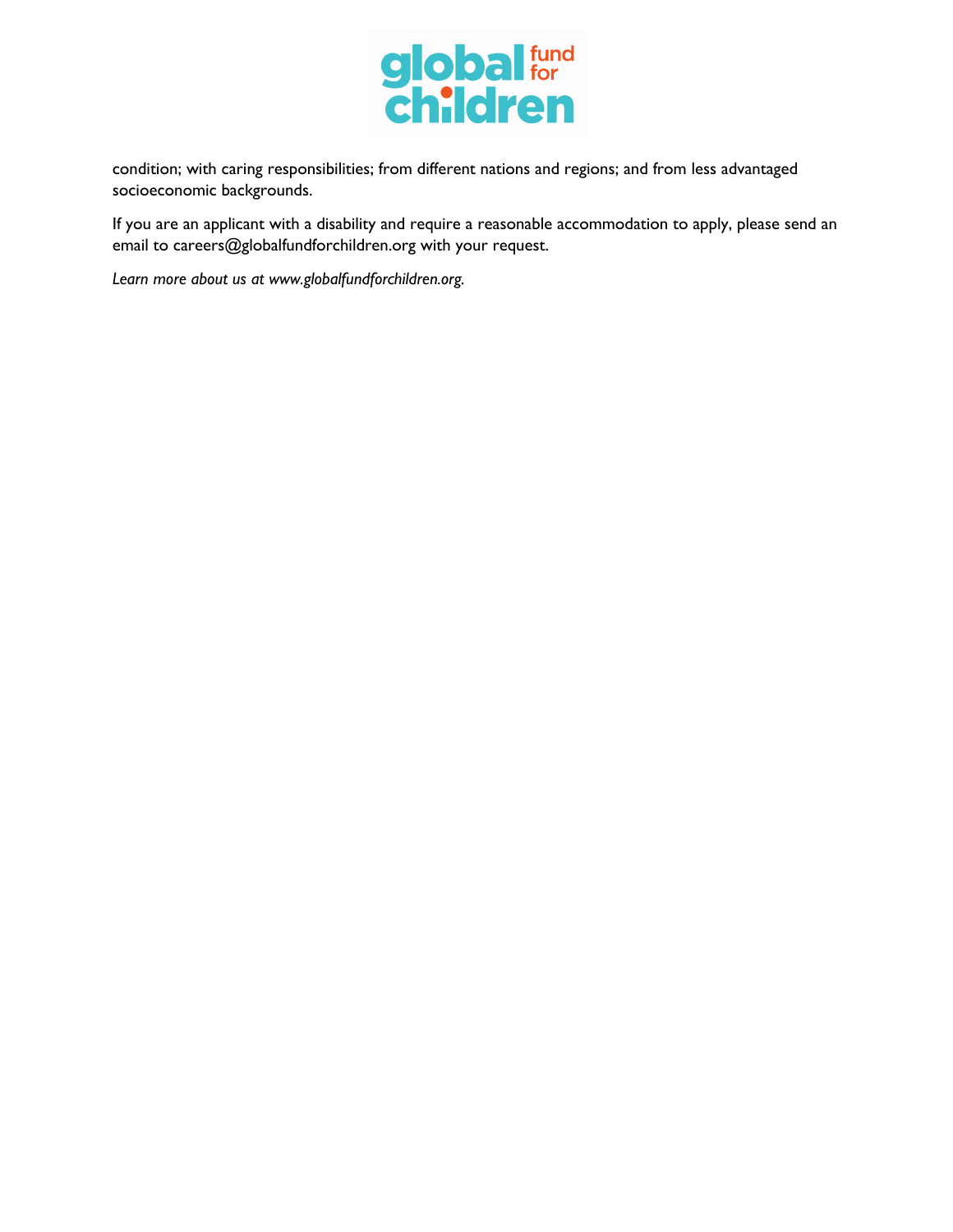condition; with caring responsibilities; from different nations and regions; and from less advantaged socioeconomic backgrounds.

If you are an applicant with a disability and require a reasonable accommodation to apply, please send an email to careers@globalfundforchildren.org with your request.

*Learn more about us at www.globalfundforchildren.org.*